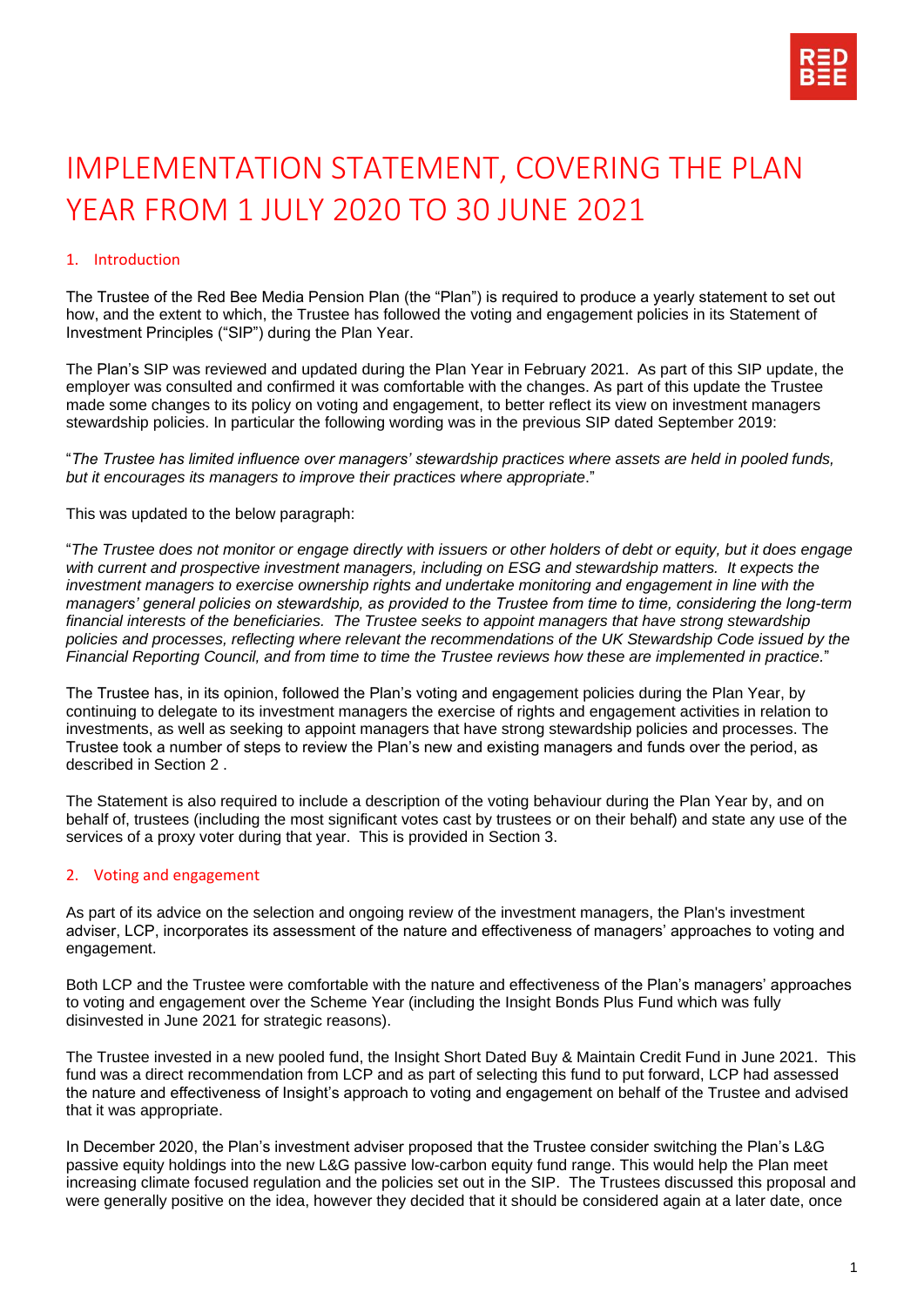# IMPLEMENTATION STATEMENT, COVERING THE PLAN YEAR FROM 1 JULY 2020 TO 30 JUNE 2021

## 1. Introduction

The Trustee of the Red Bee Media Pension Plan (the "Plan") is required to produce a yearly statement to set out how, and the extent to which, the Trustee has followed the voting and engagement policies in its Statement of Investment Principles ("SIP") during the Plan Year.

The Plan's SIP was reviewed and updated during the Plan Year in February 2021. As part of this SIP update, the employer was consulted and confirmed it was comfortable with the changes. As part of this update the Trustee made some changes to its policy on voting and engagement, to better reflect its view on investment managers stewardship policies. In particular the following wording was in the previous SIP dated September 2019:

"*The Trustee has limited influence over managers' stewardship practices where assets are held in pooled funds, but it encourages its managers to improve their practices where appropriate*."

This was updated to the below paragraph:

"*The Trustee does not monitor or engage directly with issuers or other holders of debt or equity, but it does engage with current and prospective investment managers, including on ESG and stewardship matters. It expects the investment managers to exercise ownership rights and undertake monitoring and engagement in line with the managers' general policies on stewardship, as provided to the Trustee from time to time, considering the long-term financial interests of the beneficiaries. The Trustee seeks to appoint managers that have strong stewardship policies and processes, reflecting where relevant the recommendations of the UK Stewardship Code issued by the Financial Reporting Council, and from time to time the Trustee reviews how these are implemented in practice.*"

The Trustee has, in its opinion, followed the Plan's voting and engagement policies during the Plan Year, by continuing to delegate to its investment managers the exercise of rights and engagement activities in relation to investments, as well as seeking to appoint managers that have strong stewardship policies and processes. The Trustee took a number of steps to review the Plan's new and existing managers and funds over the period, as described in Section 2 .

The Statement is also required to include a description of the voting behaviour during the Plan Year by, and on behalf of, trustees (including the most significant votes cast by trustees or on their behalf) and state any use of the services of a proxy voter during that year. This is provided in Section 3.

## 2. Voting and engagement

As part of its advice on the selection and ongoing review of the investment managers, the Plan's investment adviser, LCP, incorporates its assessment of the nature and effectiveness of managers' approaches to voting and engagement.

Both LCP and the Trustee were comfortable with the nature and effectiveness of the Plan's managers' approaches to voting and engagement over the Scheme Year (including the Insight Bonds Plus Fund which was fully disinvested in June 2021 for strategic reasons).

The Trustee invested in a new pooled fund, the Insight Short Dated Buy & Maintain Credit Fund in June 2021. This fund was a direct recommendation from LCP and as part of selecting this fund to put forward, LCP had assessed the nature and effectiveness of Insight's approach to voting and engagement on behalf of the Trustee and advised that it was appropriate.

In December 2020, the Plan's investment adviser proposed that the Trustee consider switching the Plan's L&G passive equity holdings into the new L&G passive low-carbon equity fund range. This would help the Plan meet increasing climate focused regulation and the policies set out in the SIP. The Trustees discussed this proposal and were generally positive on the idea, however they decided that it should be considered again at a later date, once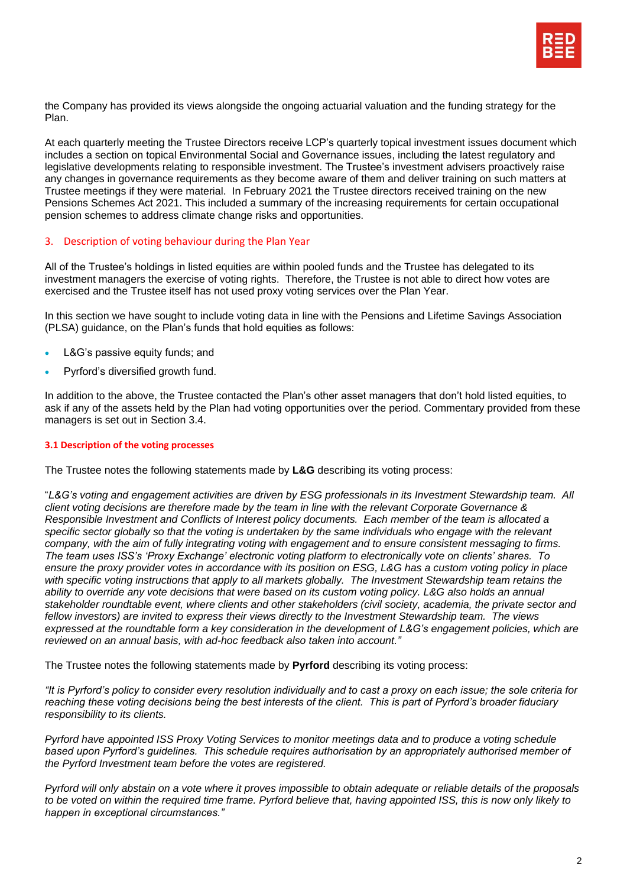the Company has provided its views alongside the ongoing actuarial valuation and the funding strategy for the Plan.

At each quarterly meeting the Trustee Directors receive LCP's quarterly topical investment issues document which includes a section on topical Environmental Social and Governance issues, including the latest regulatory and legislative developments relating to responsible investment. The Trustee's investment advisers proactively raise any changes in governance requirements as they become aware of them and deliver training on such matters at Trustee meetings if they were material. In February 2021 the Trustee directors received training on the new Pensions Schemes Act 2021. This included a summary of the increasing requirements for certain occupational pension schemes to address climate change risks and opportunities.

## 3. Description of voting behaviour during the Plan Year

All of the Trustee's holdings in listed equities are within pooled funds and the Trustee has delegated to its investment managers the exercise of voting rights. Therefore, the Trustee is not able to direct how votes are exercised and the Trustee itself has not used proxy voting services over the Plan Year.

In this section we have sought to include voting data in line with the Pensions and Lifetime Savings Association (PLSA) guidance, on the Plan's funds that hold equities as follows:

- L&G's passive equity funds; and
- Pyrford's diversified growth fund.

In addition to the above, the Trustee contacted the Plan's other asset managers that don't hold listed equities, to ask if any of the assets held by the Plan had voting opportunities over the period. Commentary provided from these managers is set out in Section 3.4.

### 3.1 Description of the voting processes

The Trustee notes the following statements made by **L&G** describing its voting process:

"*L&G's voting and engagement activities are driven by ESG professionals in its Investment Stewardship team. All client voting decisions are therefore made by the team in line with the relevant Corporate Governance & Responsible Investment and Conflicts of Interest policy documents. Each member of the team is allocated a specific sector globally so that the voting is undertaken by the same individuals who engage with the relevant company, with the aim of fully integrating voting with engagement and to ensure consistent messaging to firms. The team uses ISS's 'Proxy Exchange' electronic voting platform to electronically vote on clients' shares. To ensure the proxy provider votes in accordance with its position on ESG, L&G has a custom voting policy in place with specific voting instructions that apply to all markets globally. The Investment Stewardship team retains the ability to override any vote decisions that were based on its custom voting policy. L&G also holds an annual stakeholder roundtable event, where clients and other stakeholders (civil society, academia, the private sector and fellow investors) are invited to express their views directly to the Investment Stewardship team. The views expressed at the roundtable form a key consideration in the development of L&G's engagement policies, which are reviewed on an annual basis, with ad-hoc feedback also taken into account."*

The Trustee notes the following statements made by **Pyrford** describing its voting process:

*"It is Pyrford's policy to consider every resolution individually and to cast a proxy on each issue; the sole criteria for reaching these voting decisions being the best interests of the client. This is part of Pyrford's broader fiduciary responsibility to its clients.*

*Pyrford have appointed ISS Proxy Voting Services to monitor meetings data and to produce a voting schedule based upon Pyrford's guidelines. This schedule requires authorisation by an appropriately authorised member of the Pyrford Investment team before the votes are registered.*

*Pyrford will only abstain on a vote where it proves impossible to obtain adequate or reliable details of the proposals to be voted on within the required time frame. Pyrford believe that, having appointed ISS, this is now only likely to happen in exceptional circumstances."*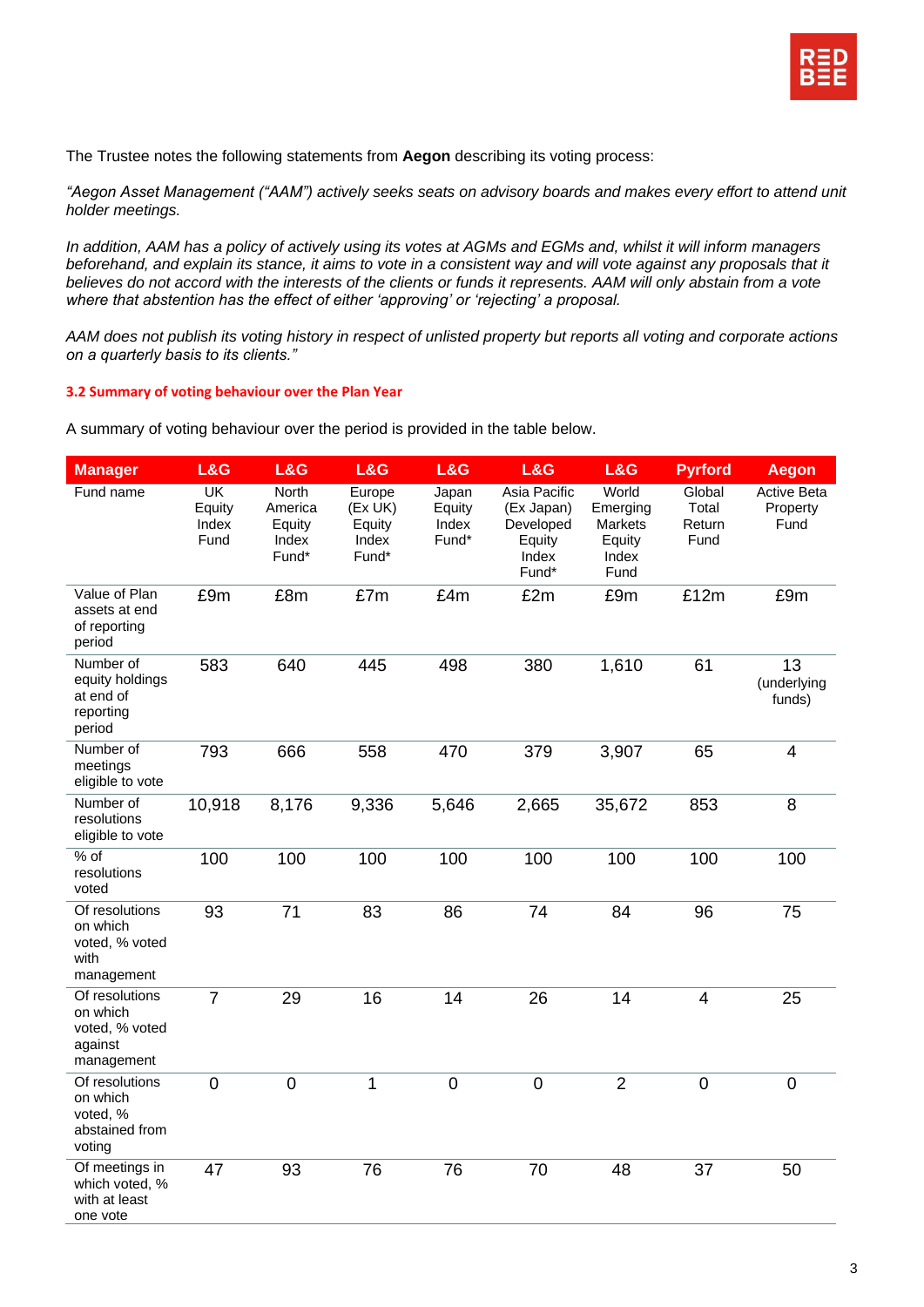The Trustee notes the following statements from **Aegon** describing its voting process:

*"Aegon Asset Management ("AAM") actively seeks seats on advisory boards and makes every effort to attend unit holder meetings.*

*In addition, AAM has a policy of actively using its votes at AGMs and EGMs and, whilst it will inform managers beforehand, and explain its stance, it aims to vote in a consistent way and will vote against any proposals that it believes do not accord with the interests of the clients or funds it represents. AAM will only abstain from a vote where that abstention has the effect of either 'approving' or 'rejecting' a proposal.*

*AAM does not publish its voting history in respect of unlisted property but reports all voting and corporate actions on a quarterly basis to its clients."*

### 3.2 Summary of voting behaviour over the Plan Year

A summary of voting behaviour over the period is provided in the table below.

| Manager | L&G | L&G | L&G | L&G | L&G | L&G | Pyrford | Aegon |
|---|---|---|---|---|---|---|---|---|
| Fund name | UK Equity Index Fund | North America Equity Index Fund* | Europe (Ex UK) Equity Index Fund* | Japan Equity Index Fund* | Asia Pacific (Ex Japan) Developed Equity Index Fund* | World Emerging Markets Equity Index Fund | Global Total Return Fund | Active Beta Property Fund |
| Value of Plan assets at end of reporting period | £9m | £8m | £7m | £4m | £2m | £9m | £12m | £9m |
| Number of equity holdings at end of reporting period | 583 | 640 | 445 | 498 | 380 | 1,610 | 61 | 13 (underlying funds) |
| Number of meetings eligible to vote | 793 | 666 | 558 | 470 | 379 | 3,907 | 65 | 4 |
| Number of resolutions eligible to vote | 10,918 | 8,176 | 9,336 | 5,646 | 2,665 | 35,672 | 853 | 8 |
| % of resolutions voted | 100 | 100 | 100 | 100 | 100 | 100 | 100 | 100 |
| Of resolutions on which voted, % voted with management | 93 | 71 | 83 | 86 | 74 | 84 | 96 | 75 |
| Of resolutions on which voted, % voted against management | 7 | 29 | 16 | 14 | 26 | 14 | 4 | 25 |
| Of resolutions on which voted, % abstained from voting | 0 | 0 | 1 | 0 | 0 | 2 | 0 | 0 |
| Of meetings in which voted, % with at least one vote | 47 | 93 | 76 | 76 | 70 | 48 | 37 | 50 |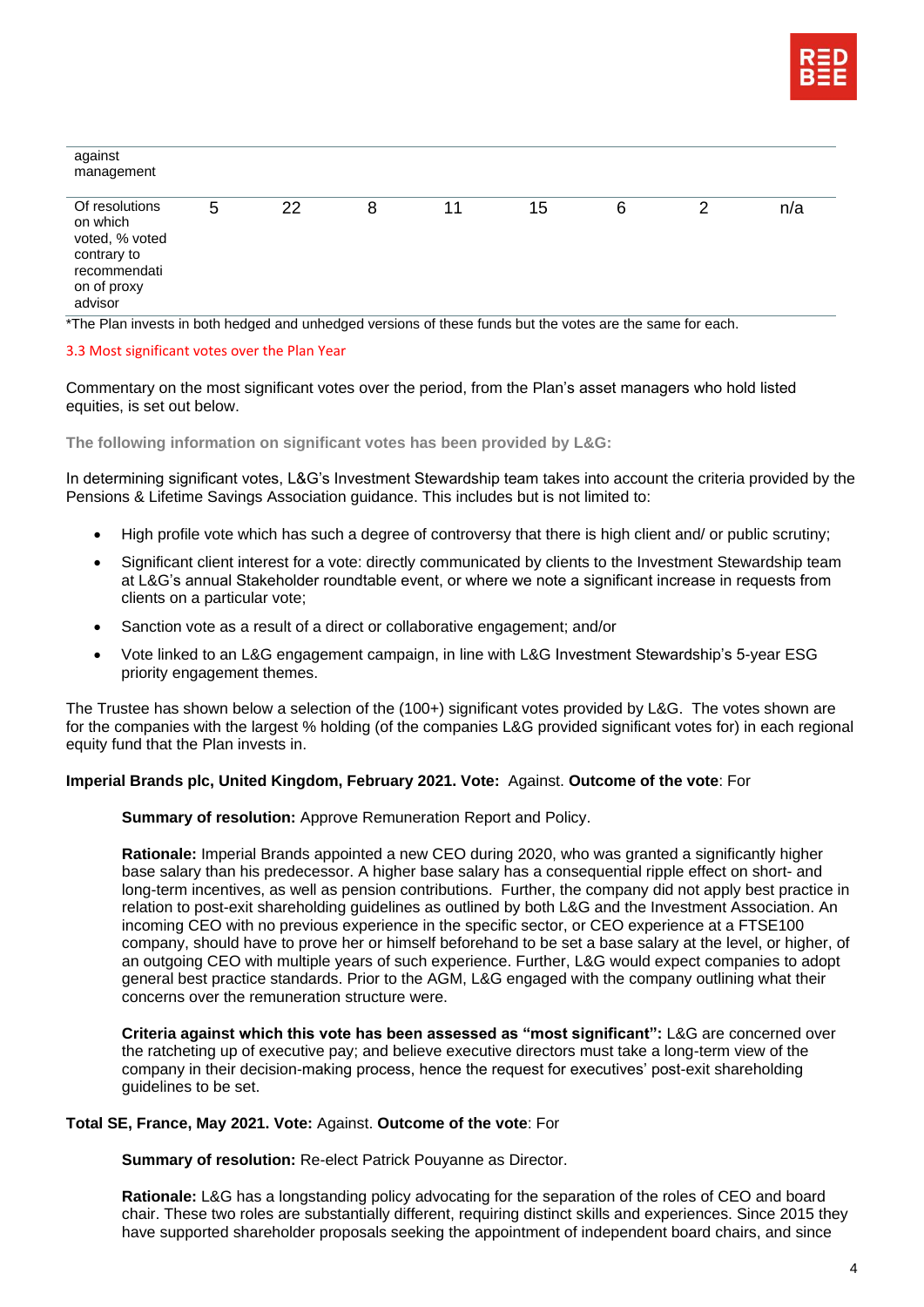| against management | | | | | | | | |
|---|---|---|---|---|---|---|---|---|
| Of resolutions on which voted, % voted contrary to recommendation of proxy advisor | 5 | 22 | 8 | 11 | 15 | 6 | 2 | n/a |

*The Plan invests in both hedged and unhedged versions of these funds but the votes are the same for each.

### 3.3 Most significant votes over the Plan Year

Commentary on the most significant votes over the period, from the Plan's asset managers who hold listed equities, is set out below.

**The following information on significant votes has been provided by L&G:**

In determining significant votes, L&G's Investment Stewardship team takes into account the criteria provided by the Pensions & Lifetime Savings Association guidance. This includes but is not limited to:

- High profile vote which has such a degree of controversy that there is high client and/ or public scrutiny;
- Significant client interest for a vote: directly communicated by clients to the Investment Stewardship team at L&G's annual Stakeholder roundtable event, or where we note a significant increase in requests from clients on a particular vote;
- Sanction vote as a result of a direct or collaborative engagement; and/or
- Vote linked to an L&G engagement campaign, in line with L&G Investment Stewardship's 5-year ESG priority engagement themes.

The Trustee has shown below a selection of the (100+) significant votes provided by L&G. The votes shown are for the companies with the largest % holding (of the companies L&G provided significant votes for) in each regional equity fund that the Plan invests in.

**Imperial Brands plc, United Kingdom, February 2021. Vote:** Against. **Outcome of the vote**: For

**Summary of resolution:** Approve Remuneration Report and Policy.

**Rationale:** Imperial Brands appointed a new CEO during 2020, who was granted a significantly higher base salary than his predecessor. A higher base salary has a consequential ripple effect on short- and long-term incentives, as well as pension contributions. Further, the company did not apply best practice in relation to post-exit shareholding guidelines as outlined by both L&G and the Investment Association. An incoming CEO with no previous experience in the specific sector, or CEO experience at a FTSE100 company, should have to prove her or himself beforehand to be set a base salary at the level, or higher, of an outgoing CEO with multiple years of such experience. Further, L&G would expect companies to adopt general best practice standards. Prior to the AGM, L&G engaged with the company outlining what their concerns over the remuneration structure were.

**Criteria against which this vote has been assessed as "most significant":** L&G are concerned over the ratcheting up of executive pay; and believe executive directors must take a long-term view of the company in their decision-making process, hence the request for executives' post-exit shareholding guidelines to be set.

**Total SE, France, May 2021. Vote:** Against. **Outcome of the vote**: For

**Summary of resolution:** Re-elect Patrick Pouyanne as Director.

**Rationale:** L&G has a longstanding policy advocating for the separation of the roles of CEO and board chair. These two roles are substantially different, requiring distinct skills and experiences. Since 2015 they have supported shareholder proposals seeking the appointment of independent board chairs, and since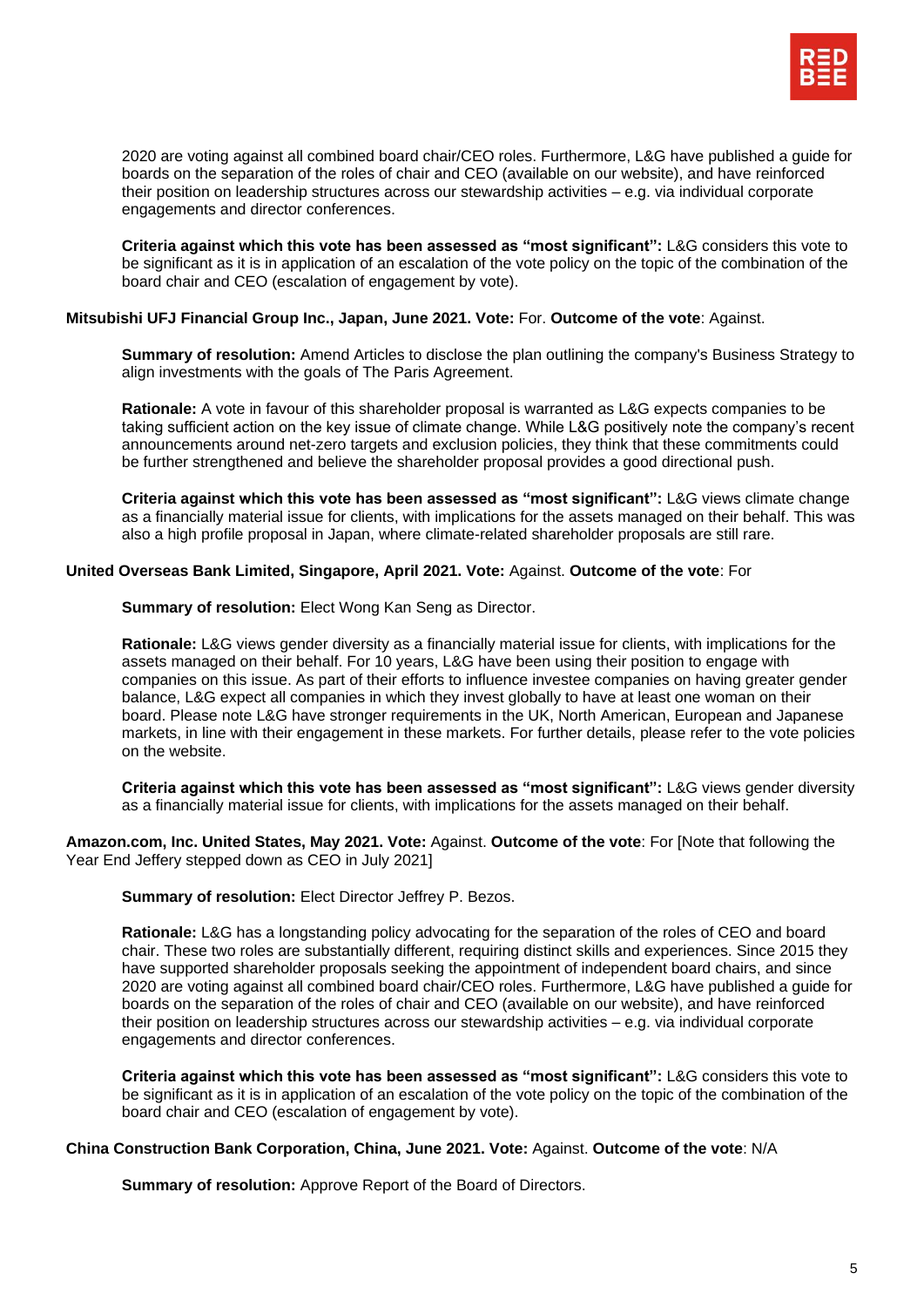2020 are voting against all combined board chair/CEO roles. Furthermore, L&G have published a guide for boards on the separation of the roles of chair and CEO (available on our website), and have reinforced their position on leadership structures across our stewardship activities – e.g. via individual corporate engagements and director conferences.

**Criteria against which this vote has been assessed as "most significant":** L&G considers this vote to be significant as it is in application of an escalation of the vote policy on the topic of the combination of the board chair and CEO (escalation of engagement by vote).

**Mitsubishi UFJ Financial Group Inc., Japan, June 2021. Vote:** For. **Outcome of the vote**: Against.

**Summary of resolution:** Amend Articles to disclose the plan outlining the company's Business Strategy to align investments with the goals of The Paris Agreement.

**Rationale:** A vote in favour of this shareholder proposal is warranted as L&G expects companies to be taking sufficient action on the key issue of climate change. While L&G positively note the company's recent announcements around net-zero targets and exclusion policies, they think that these commitments could be further strengthened and believe the shareholder proposal provides a good directional push.

**Criteria against which this vote has been assessed as "most significant":** L&G views climate change as a financially material issue for clients, with implications for the assets managed on their behalf. This was also a high profile proposal in Japan, where climate-related shareholder proposals are still rare.

**United Overseas Bank Limited, Singapore, April 2021. Vote:** Against. **Outcome of the vote**: For

**Summary of resolution:** Elect Wong Kan Seng as Director.

**Rationale:** L&G views gender diversity as a financially material issue for clients, with implications for the assets managed on their behalf. For 10 years, L&G have been using their position to engage with companies on this issue. As part of their efforts to influence investee companies on having greater gender balance, L&G expect all companies in which they invest globally to have at least one woman on their board. Please note L&G have stronger requirements in the UK, North American, European and Japanese markets, in line with their engagement in these markets. For further details, please refer to the vote policies on the website.

**Criteria against which this vote has been assessed as "most significant":** L&G views gender diversity as a financially material issue for clients, with implications for the assets managed on their behalf.

**Amazon.com, Inc. United States, May 2021. Vote:** Against. **Outcome of the vote**: For [Note that following the Year End Jeffery stepped down as CEO in July 2021]

**Summary of resolution:** Elect Director Jeffrey P. Bezos.

**Rationale:** L&G has a longstanding policy advocating for the separation of the roles of CEO and board chair. These two roles are substantially different, requiring distinct skills and experiences. Since 2015 they have supported shareholder proposals seeking the appointment of independent board chairs, and since 2020 are voting against all combined board chair/CEO roles. Furthermore, L&G have published a guide for boards on the separation of the roles of chair and CEO (available on our website), and have reinforced their position on leadership structures across our stewardship activities – e.g. via individual corporate engagements and director conferences.

**Criteria against which this vote has been assessed as "most significant":** L&G considers this vote to be significant as it is in application of an escalation of the vote policy on the topic of the combination of the board chair and CEO (escalation of engagement by vote).

**China Construction Bank Corporation, China, June 2021. Vote:** Against. **Outcome of the vote**: N/A

**Summary of resolution:** Approve Report of the Board of Directors.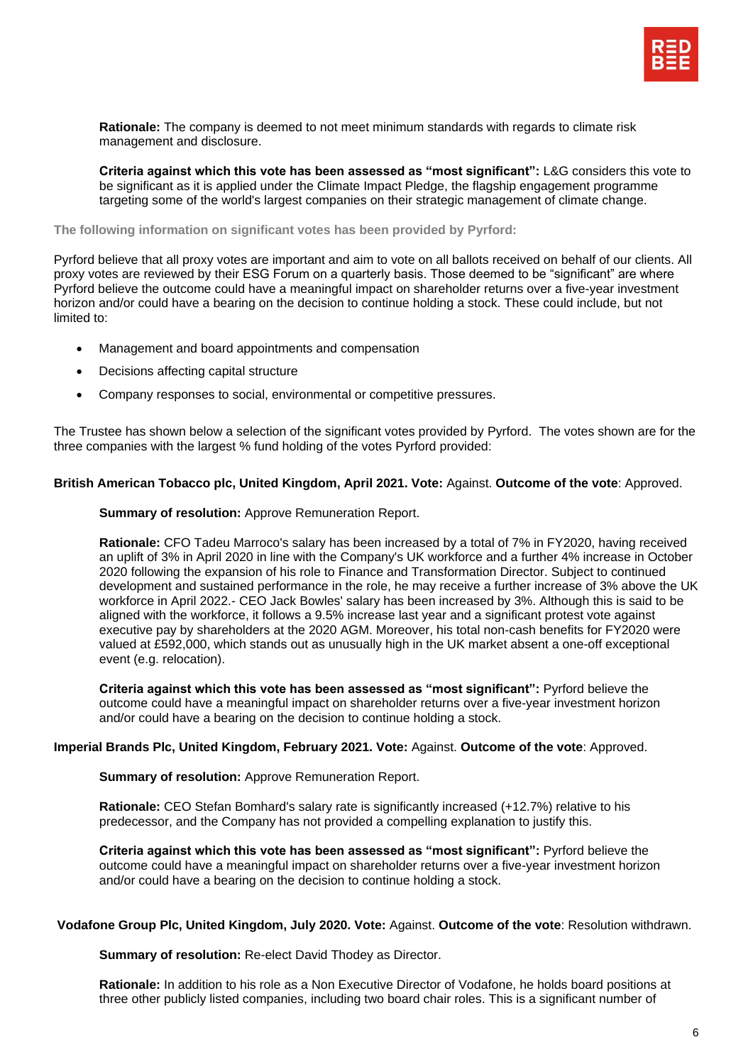**Rationale:** The company is deemed to not meet minimum standards with regards to climate risk management and disclosure.

**Criteria against which this vote has been assessed as "most significant":** L&G considers this vote to be significant as it is applied under the Climate Impact Pledge, the flagship engagement programme targeting some of the world's largest companies on their strategic management of climate change.

**The following information on significant votes has been provided by Pyrford:**

Pyrford believe that all proxy votes are important and aim to vote on all ballots received on behalf of our clients. All proxy votes are reviewed by their ESG Forum on a quarterly basis. Those deemed to be "significant" are where Pyrford believe the outcome could have a meaningful impact on shareholder returns over a five-year investment horizon and/or could have a bearing on the decision to continue holding a stock. These could include, but not limited to:

- Management and board appointments and compensation
- Decisions affecting capital structure
- Company responses to social, environmental or competitive pressures.

The Trustee has shown below a selection of the significant votes provided by Pyrford. The votes shown are for the three companies with the largest % fund holding of the votes Pyrford provided:

**British American Tobacco plc, United Kingdom, April 2021. Vote:** Against. **Outcome of the vote**: Approved.

**Summary of resolution:** Approve Remuneration Report.

**Rationale:** CFO Tadeu Marroco's salary has been increased by a total of 7% in FY2020, having received an uplift of 3% in April 2020 in line with the Company's UK workforce and a further 4% increase in October 2020 following the expansion of his role to Finance and Transformation Director. Subject to continued development and sustained performance in the role, he may receive a further increase of 3% above the UK workforce in April 2022.- CEO Jack Bowles' salary has been increased by 3%. Although this is said to be aligned with the workforce, it follows a 9.5% increase last year and a significant protest vote against executive pay by shareholders at the 2020 AGM. Moreover, his total non-cash benefits for FY2020 were valued at £592,000, which stands out as unusually high in the UK market absent a one-off exceptional event (e.g. relocation).

**Criteria against which this vote has been assessed as "most significant":** Pyrford believe the outcome could have a meaningful impact on shareholder returns over a five-year investment horizon and/or could have a bearing on the decision to continue holding a stock.

**Imperial Brands Plc, United Kingdom, February 2021. Vote:** Against. **Outcome of the vote**: Approved.

**Summary of resolution:** Approve Remuneration Report.

**Rationale:** CEO Stefan Bomhard's salary rate is significantly increased (+12.7%) relative to his predecessor, and the Company has not provided a compelling explanation to justify this.

**Criteria against which this vote has been assessed as "most significant":** Pyrford believe the outcome could have a meaningful impact on shareholder returns over a five-year investment horizon and/or could have a bearing on the decision to continue holding a stock.

**Vodafone Group Plc, United Kingdom, July 2020. Vote:** Against. **Outcome of the vote**: Resolution withdrawn.

**Summary of resolution:** Re-elect David Thodey as Director.

**Rationale:** In addition to his role as a Non Executive Director of Vodafone, he holds board positions at three other publicly listed companies, including two board chair roles. This is a significant number of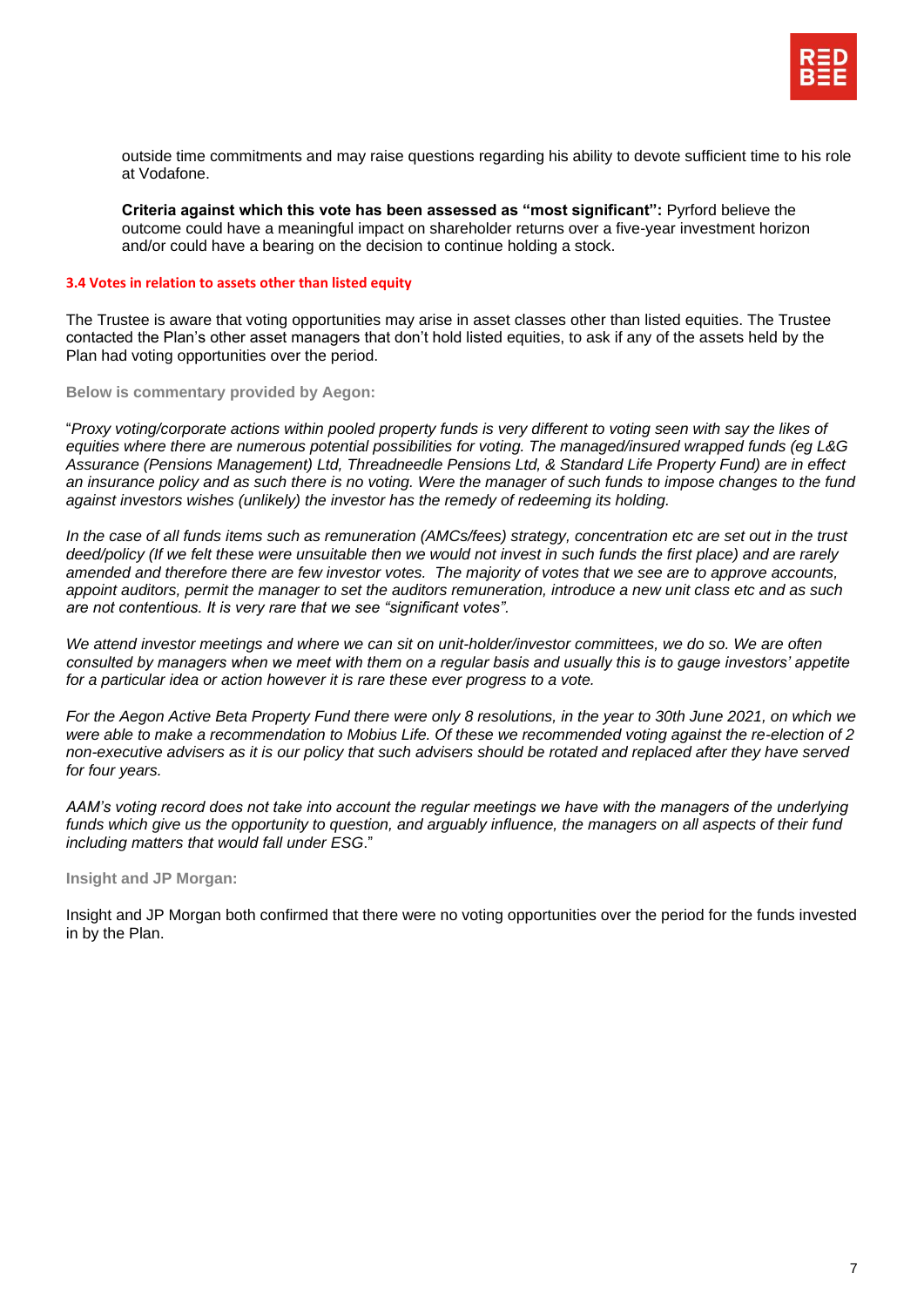outside time commitments and may raise questions regarding his ability to devote sufficient time to his role at Vodafone.

**Criteria against which this vote has been assessed as "most significant":** Pyrford believe the outcome could have a meaningful impact on shareholder returns over a five-year investment horizon and/or could have a bearing on the decision to continue holding a stock.

### 3.4 Votes in relation to assets other than listed equity

The Trustee is aware that voting opportunities may arise in asset classes other than listed equities. The Trustee contacted the Plan's other asset managers that don't hold listed equities, to ask if any of the assets held by the Plan had voting opportunities over the period.

**Below is commentary provided by Aegon:**

"*Proxy voting/corporate actions within pooled property funds is very different to voting seen with say the likes of equities where there are numerous potential possibilities for voting. The managed/insured wrapped funds (eg L&G Assurance (Pensions Management) Ltd, Threadneedle Pensions Ltd, & Standard Life Property Fund) are in effect an insurance policy and as such there is no voting. Were the manager of such funds to impose changes to the fund against investors wishes (unlikely) the investor has the remedy of redeeming its holding.*

*In the case of all funds items such as remuneration (AMCs/fees) strategy, concentration etc are set out in the trust deed/policy (If we felt these were unsuitable then we would not invest in such funds the first place) and are rarely amended and therefore there are few investor votes. The majority of votes that we see are to approve accounts, appoint auditors, permit the manager to set the auditors remuneration, introduce a new unit class etc and as such are not contentious. It is very rare that we see "significant votes".*

*We attend investor meetings and where we can sit on unit-holder/investor committees, we do so. We are often consulted by managers when we meet with them on a regular basis and usually this is to gauge investors' appetite for a particular idea or action however it is rare these ever progress to a vote.*

*For the Aegon Active Beta Property Fund there were only 8 resolutions, in the year to 30th June 2021, on which we were able to make a recommendation to Mobius Life. Of these we recommended voting against the re-election of 2 non-executive advisers as it is our policy that such advisers should be rotated and replaced after they have served for four years.*

*AAM's voting record does not take into account the regular meetings we have with the managers of the underlying funds which give us the opportunity to question, and arguably influence, the managers on all aspects of their fund including matters that would fall under ESG*."

**Insight and JP Morgan:**

Insight and JP Morgan both confirmed that there were no voting opportunities over the period for the funds invested in by the Plan.